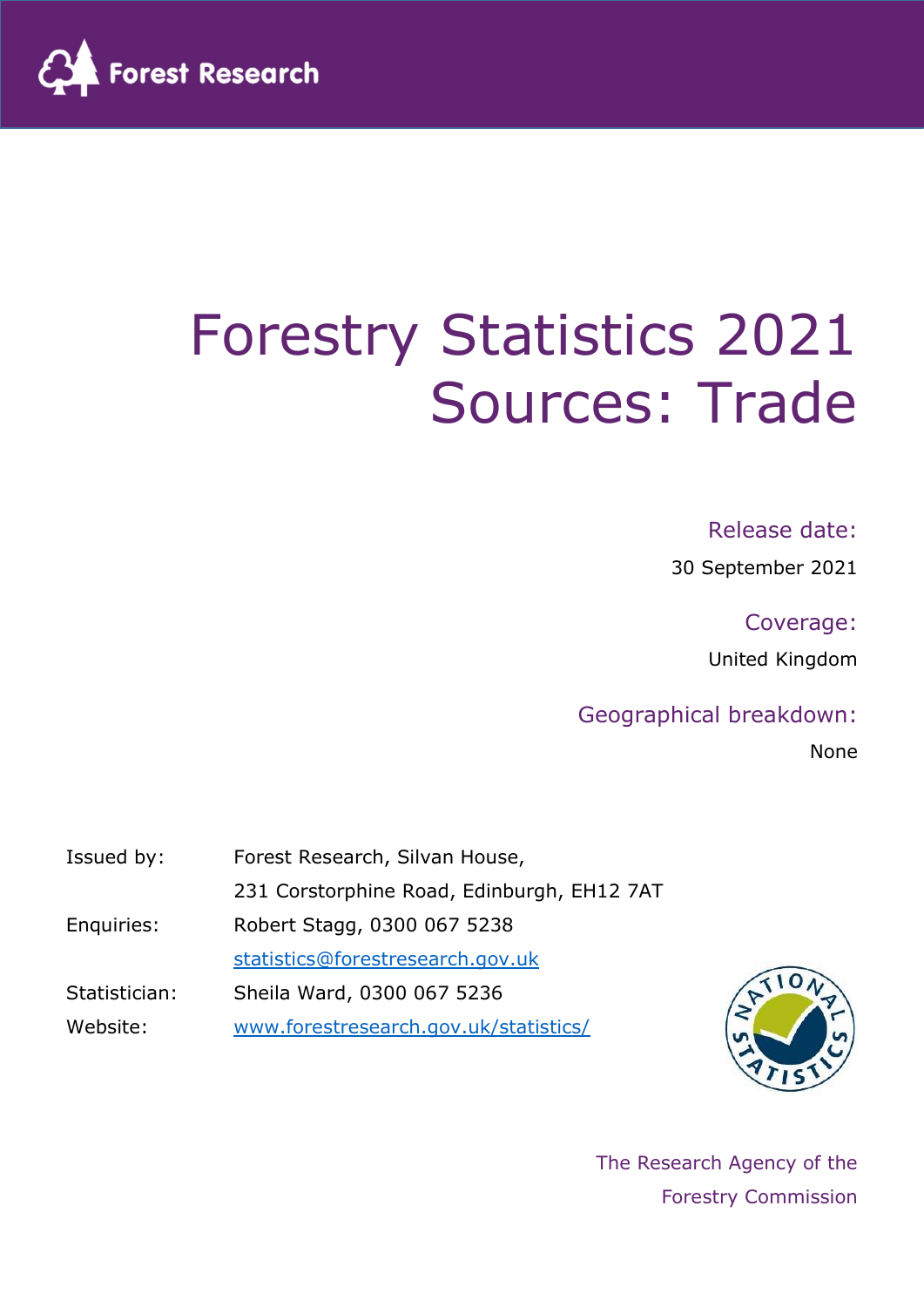Forest Research

# Forestry Statistics 2021 Sources: Trade

Release date:

30 September 2021

Coverage:

United Kingdom

Geographical breakdown:

None

| | |
|---|---|
| Issued by: | Forest Research, Silvan House, 231 Corstorphine Road, Edinburgh, EH12 7AT |
| Enquiries: | Robert Stagg, 0300 067 5238 |
| | statistics@forestresearch.gov.uk |
| Statistician: | Sheila Ward, 0300 067 5236 |
| Website: | www.forestresearch.gov.uk/statistics/ |

The Research Agency of the Forestry Commission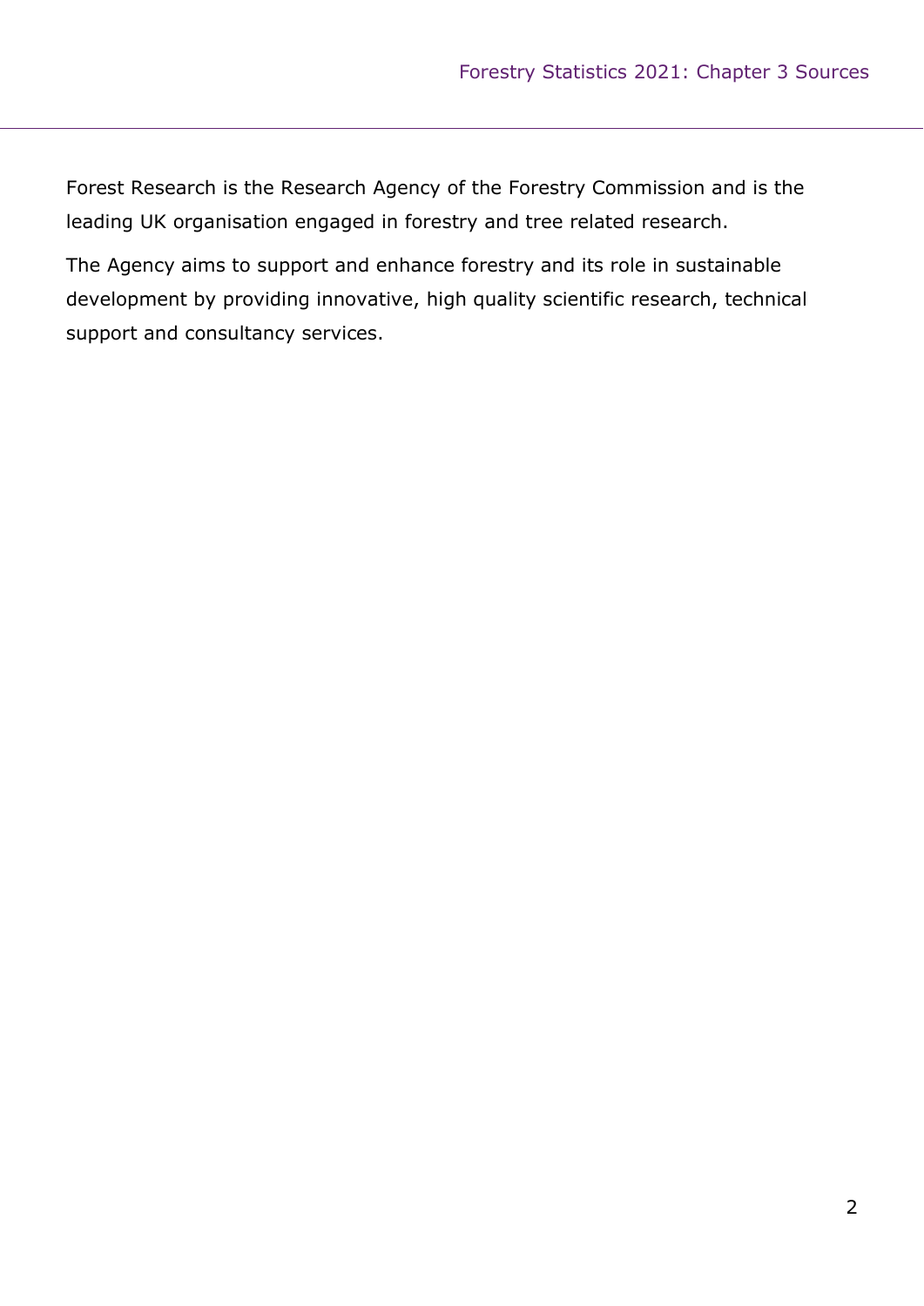Forest Research is the Research Agency of the Forestry Commission and is the leading UK organisation engaged in forestry and tree related research.

The Agency aims to support and enhance forestry and its role in sustainable development by providing innovative, high quality scientific research, technical support and consultancy services.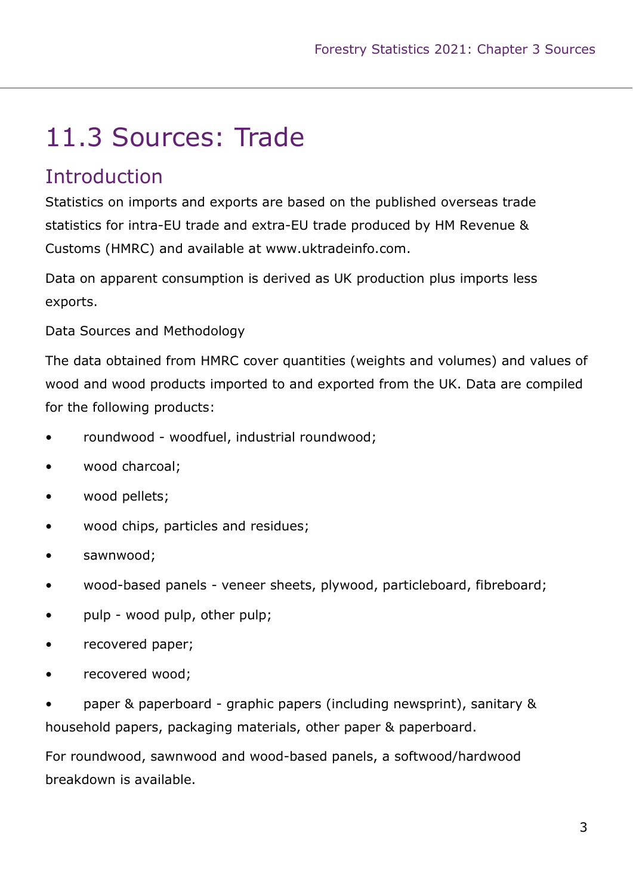# 11.3 Sources: Trade

## Introduction

Statistics on imports and exports are based on the published overseas trade statistics for intra-EU trade and extra-EU trade produced by HM Revenue & Customs (HMRC) and available at www.uktradeinfo.com.

Data on apparent consumption is derived as UK production plus imports less exports.

Data Sources and Methodology

The data obtained from HMRC cover quantities (weights and volumes) and values of wood and wood products imported to and exported from the UK. Data are compiled for the following products:

- roundwood - woodfuel, industrial roundwood;
- wood charcoal;
- wood pellets;
- wood chips, particles and residues;
- sawnwood;
- wood-based panels - veneer sheets, plywood, particleboard, fibreboard;
- pulp - wood pulp, other pulp;
- recovered paper;
- recovered wood;
- paper & paperboard - graphic papers (including newsprint), sanitary & household papers, packaging materials, other paper & paperboard.

For roundwood, sawnwood and wood-based panels, a softwood/hardwood breakdown is available.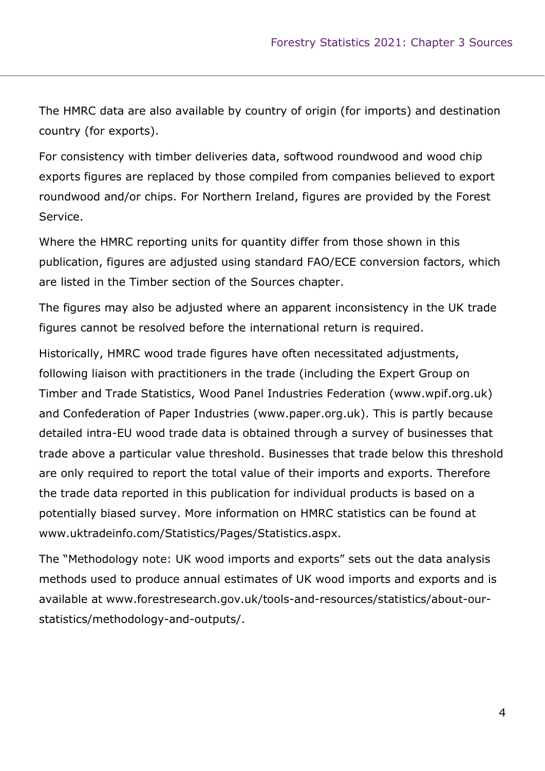The HMRC data are also available by country of origin (for imports) and destination country (for exports).

For consistency with timber deliveries data, softwood roundwood and wood chip exports figures are replaced by those compiled from companies believed to export roundwood and/or chips. For Northern Ireland, figures are provided by the Forest Service.

Where the HMRC reporting units for quantity differ from those shown in this publication, figures are adjusted using standard FAO/ECE conversion factors, which are listed in the Timber section of the Sources chapter.

The figures may also be adjusted where an apparent inconsistency in the UK trade figures cannot be resolved before the international return is required.

Historically, HMRC wood trade figures have often necessitated adjustments, following liaison with practitioners in the trade (including the Expert Group on Timber and Trade Statistics, Wood Panel Industries Federation (www.wpif.org.uk) and Confederation of Paper Industries (www.paper.org.uk). This is partly because detailed intra-EU wood trade data is obtained through a survey of businesses that trade above a particular value threshold. Businesses that trade below this threshold are only required to report the total value of their imports and exports. Therefore the trade data reported in this publication for individual products is based on a potentially biased survey. More information on HMRC statistics can be found at www.uktradeinfo.com/Statistics/Pages/Statistics.aspx.

The "Methodology note: UK wood imports and exports" sets out the data analysis methods used to produce annual estimates of UK wood imports and exports and is available at www.forestresearch.gov.uk/tools-and-resources/statistics/about-our-statistics/methodology-and-outputs/.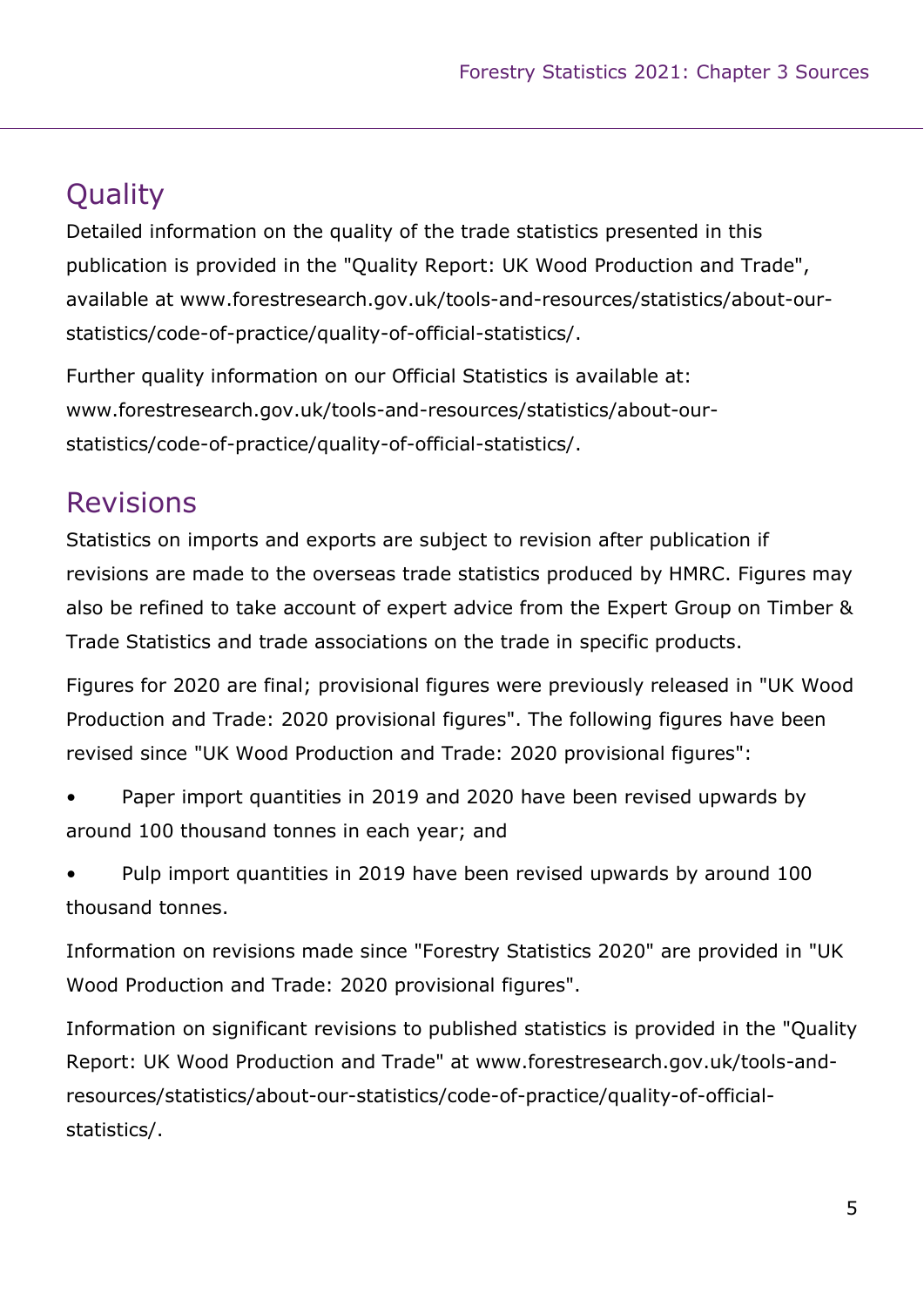## Quality

Detailed information on the quality of the trade statistics presented in this publication is provided in the "Quality Report: UK Wood Production and Trade", available at www.forestresearch.gov.uk/tools-and-resources/statistics/about-our-statistics/code-of-practice/quality-of-official-statistics/.

Further quality information on our Official Statistics is available at: www.forestresearch.gov.uk/tools-and-resources/statistics/about-our-statistics/code-of-practice/quality-of-official-statistics/.

## Revisions

Statistics on imports and exports are subject to revision after publication if revisions are made to the overseas trade statistics produced by HMRC. Figures may also be refined to take account of expert advice from the Expert Group on Timber & Trade Statistics and trade associations on the trade in specific products.

Figures for 2020 are final; provisional figures were previously released in "UK Wood Production and Trade: 2020 provisional figures". The following figures have been revised since "UK Wood Production and Trade: 2020 provisional figures":

- Paper import quantities in 2019 and 2020 have been revised upwards by around 100 thousand tonnes in each year; and
- Pulp import quantities in 2019 have been revised upwards by around 100 thousand tonnes.

Information on revisions made since "Forestry Statistics 2020" are provided in "UK Wood Production and Trade: 2020 provisional figures".

Information on significant revisions to published statistics is provided in the "Quality Report: UK Wood Production and Trade" at www.forestresearch.gov.uk/tools-and-resources/statistics/about-our-statistics/code-of-practice/quality-of-official-statistics/.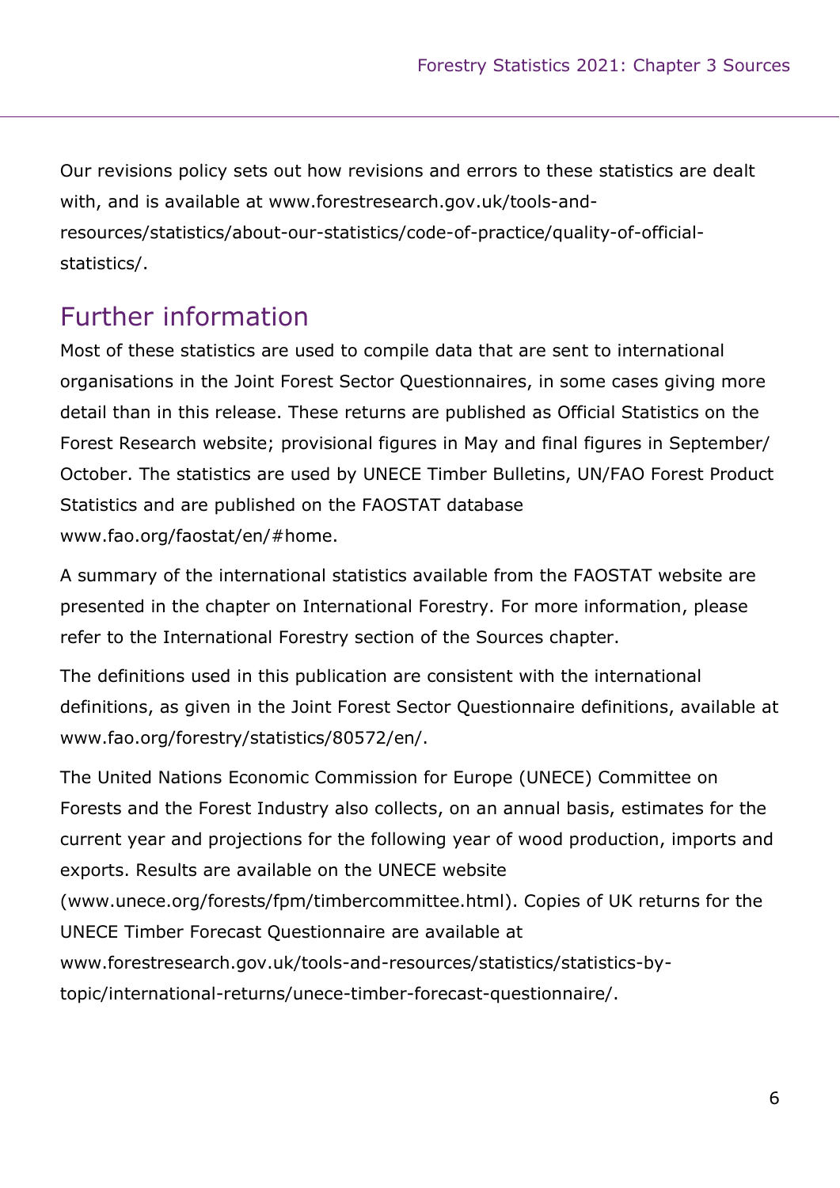Our revisions policy sets out how revisions and errors to these statistics are dealt with, and is available at www.forestresearch.gov.uk/tools-and-resources/statistics/about-our-statistics/code-of-practice/quality-of-official-statistics/.

## Further information

Most of these statistics are used to compile data that are sent to international organisations in the Joint Forest Sector Questionnaires, in some cases giving more detail than in this release. These returns are published as Official Statistics on the Forest Research website; provisional figures in May and final figures in September/October. The statistics are used by UNECE Timber Bulletins, UN/FAO Forest Product Statistics and are published on the FAOSTAT database www.fao.org/faostat/en/#home.

A summary of the international statistics available from the FAOSTAT website are presented in the chapter on International Forestry. For more information, please refer to the International Forestry section of the Sources chapter.

The definitions used in this publication are consistent with the international definitions, as given in the Joint Forest Sector Questionnaire definitions, available at www.fao.org/forestry/statistics/80572/en/.

The United Nations Economic Commission for Europe (UNECE) Committee on Forests and the Forest Industry also collects, on an annual basis, estimates for the current year and projections for the following year of wood production, imports and exports. Results are available on the UNECE website (www.unece.org/forests/fpm/timbercommittee.html). Copies of UK returns for the UNECE Timber Forecast Questionnaire are available at www.forestresearch.gov.uk/tools-and-resources/statistics/statistics-by-topic/international-returns/unece-timber-forecast-questionnaire/.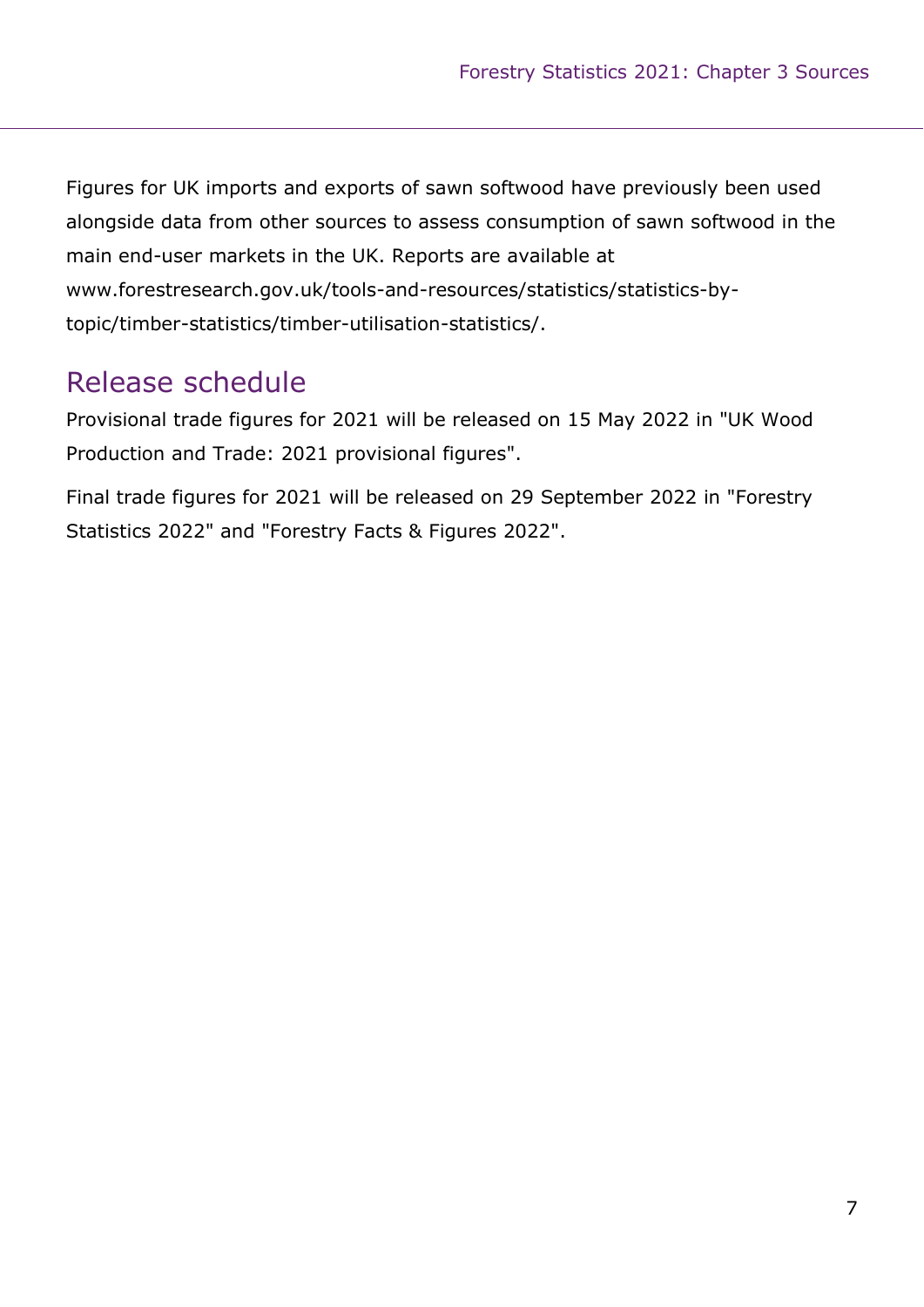Figures for UK imports and exports of sawn softwood have previously been used alongside data from other sources to assess consumption of sawn softwood in the main end-user markets in the UK. Reports are available at www.forestresearch.gov.uk/tools-and-resources/statistics/statistics-by-topic/timber-statistics/timber-utilisation-statistics/.

## Release schedule

Provisional trade figures for 2021 will be released on 15 May 2022 in "UK Wood Production and Trade: 2021 provisional figures".

Final trade figures for 2021 will be released on 29 September 2022 in "Forestry Statistics 2022" and "Forestry Facts & Figures 2022".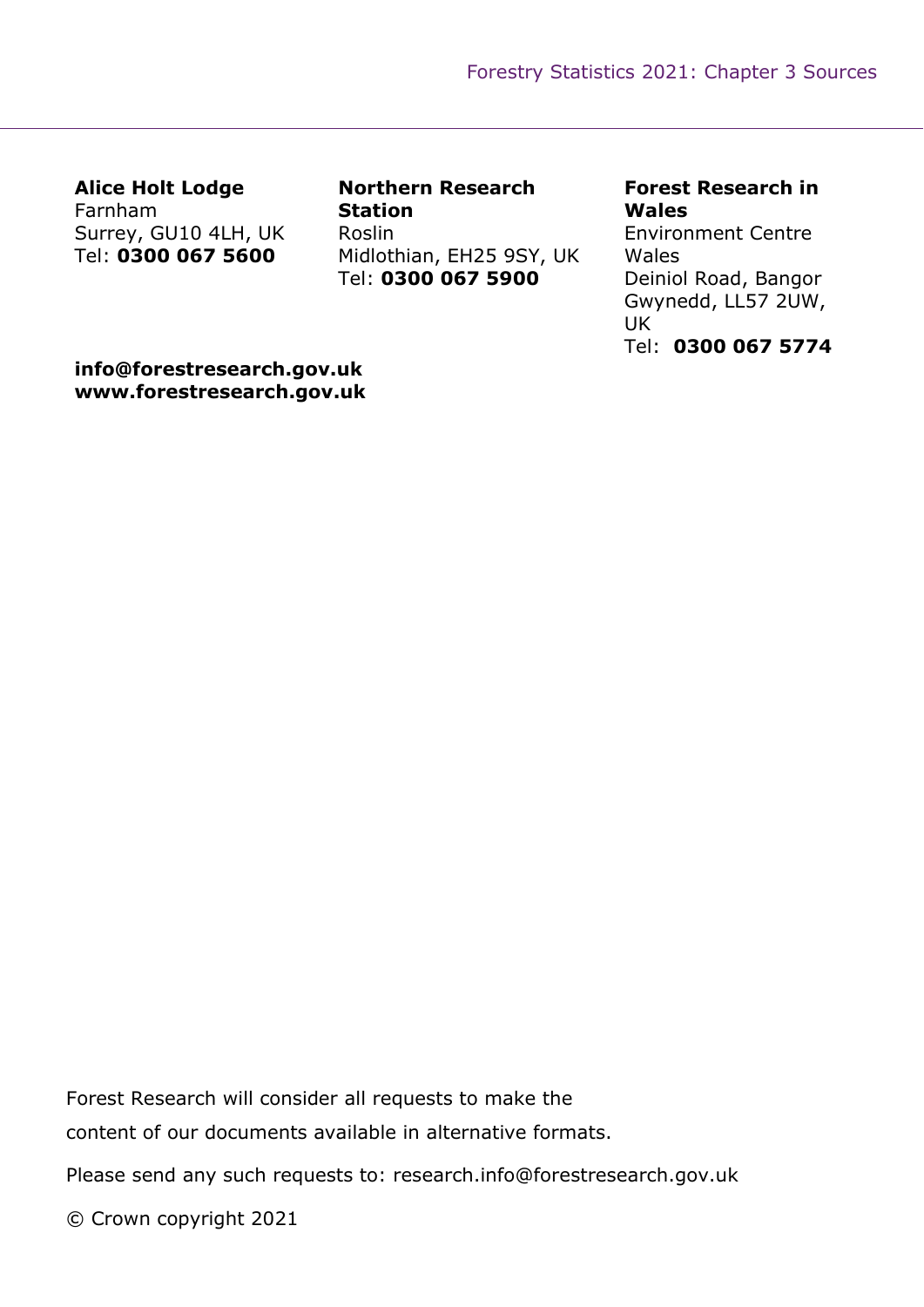**Alice Holt Lodge**
Farnham
Surrey, GU10 4LH, UK
Tel: **0300 067 5600**

**Northern Research Station**
Roslin
Midlothian, EH25 9SY, UK
Tel: **0300 067 5900**

**Forest Research in Wales**
Environment Centre Wales
Deiniol Road, Bangor
Gwynedd, LL57 2UW, UK
Tel: **0300 067 5774**

**info@forestresearch.gov.uk**
**www.forestresearch.gov.uk**

Forest Research will consider all requests to make the content of our documents available in alternative formats.

Please send any such requests to: research.info@forestresearch.gov.uk

© Crown copyright 2021